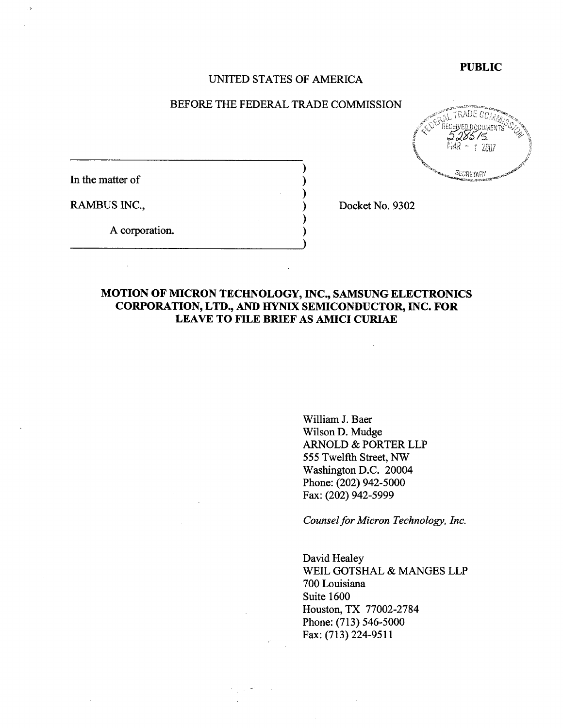**PUBLIC**

UNITED STATES OF AMERICA

BEFORE THE FEDERAL TRADE COMMISSION

FEDERAL TRADE COMMISSION
RECEIVED DOCUMENTS
528515
MAR - 1 2007
SECRETARY

In the matter of

RAMBUS INC.,

A corporation.

Docket No. 9302

## MOTION OF MICRON TECHNOLOGY, INC., SAMSUNG ELECTRONICS CORPORATION, LTD., AND HYNIX SEMICONDUCTOR, INC. FOR LEAVE TO FILE BRIEF AS AMICI CURIAE

William J. Baer
Wilson D. Mudge
ARNOLD & PORTER LLP
555 Twelfth Street, NW
Washington D.C. 20004
Phone: (202) 942-5000
Fax: (202) 942-5999

*Counsel for Micron Technology, Inc.*

David Healey
WEIL GOTSHAL & MANGES LLP
700 Louisiana
Suite 1600
Houston, TX 77002-2784
Phone: (713) 546-5000
Fax: (713) 224-9511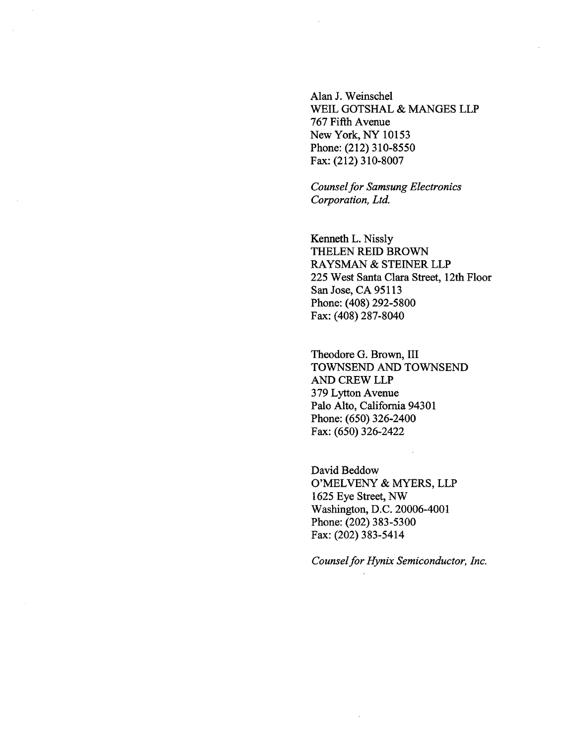Alan J. Weinschel
WEIL GOTSHAL & MANGES LLP
767 Fifth Avenue
New York, NY 10153
Phone: (212) 310-8550
Fax: (212) 310-8007

*Counsel for Samsung Electronics Corporation, Ltd.*

Kenneth L. Nissly
THELEN REID BROWN
RAYSMAN & STEINER LLP
225 West Santa Clara Street, 12th Floor
San Jose, CA 95113
Phone: (408) 292-5800
Fax: (408) 287-8040

Theodore G. Brown, III
TOWNSEND AND TOWNSEND
AND CREW LLP
379 Lytton Avenue
Palo Alto, California 94301
Phone: (650) 326-2400
Fax: (650) 326-2422

David Beddow
O'MELVENY & MYERS, LLP
1625 Eye Street, NW
Washington, D.C. 20006-4001
Phone: (202) 383-5300
Fax: (202) 383-5414

*Counsel for Hynix Semiconductor, Inc.*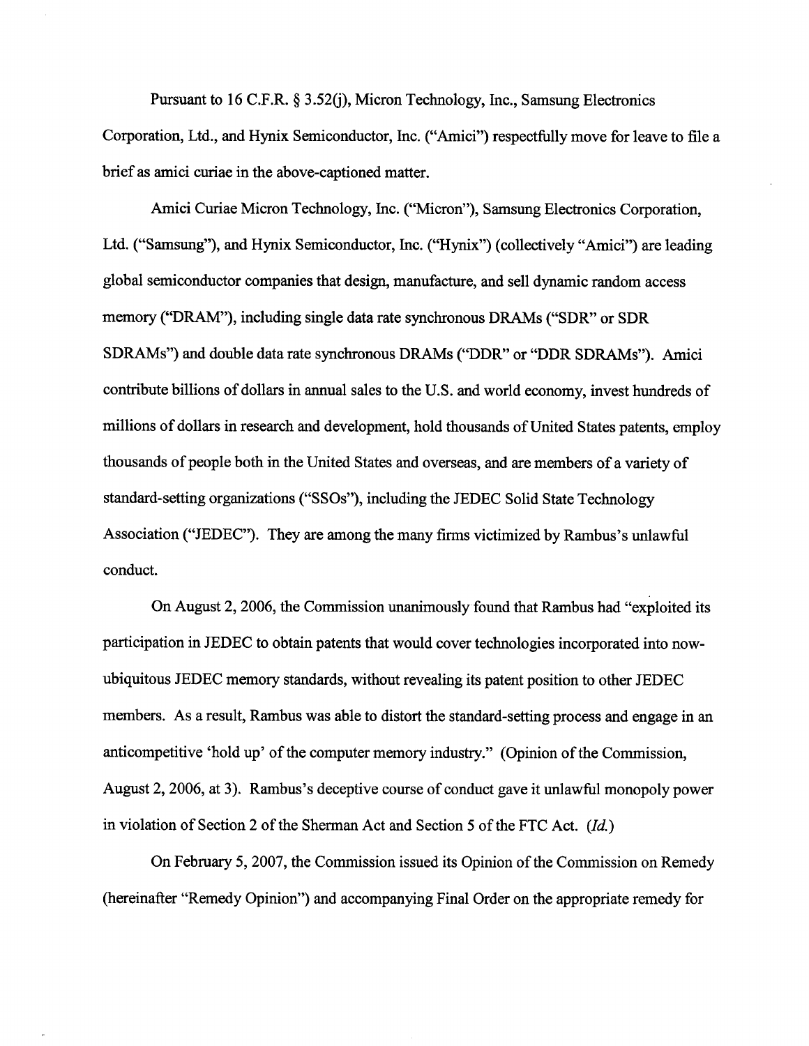Pursuant to 16 C.F.R. § 3.52(j), Micron Technology, Inc., Samsung Electronics Corporation, Ltd., and Hynix Semiconductor, Inc. ("Amici") respectfully move for leave to file a brief as amici curiae in the above-captioned matter.

Amici Curiae Micron Technology, Inc. ("Micron"), Samsung Electronics Corporation, Ltd. ("Samsung"), and Hynix Semiconductor, Inc. ("Hynix") (collectively "Amici") are leading global semiconductor companies that design, manufacture, and sell dynamic random access memory ("DRAM"), including single data rate synchronous DRAMs ("SDR" or SDR SDRAMs") and double data rate synchronous DRAMs ("DDR" or "DDR SDRAMs"). Amici contribute billions of dollars in annual sales to the U.S. and world economy, invest hundreds of millions of dollars in research and development, hold thousands of United States patents, employ thousands of people both in the United States and overseas, and are members of a variety of standard-setting organizations ("SSOs"), including the JEDEC Solid State Technology Association ("JEDEC"). They are among the many firms victimized by Rambus's unlawful conduct.

On August 2, 2006, the Commission unanimously found that Rambus had "exploited its participation in JEDEC to obtain patents that would cover technologies incorporated into now-ubiquitous JEDEC memory standards, without revealing its patent position to other JEDEC members. As a result, Rambus was able to distort the standard-setting process and engage in an anticompetitive 'hold up' of the computer memory industry." (Opinion of the Commission, August 2, 2006, at 3). Rambus's deceptive course of conduct gave it unlawful monopoly power in violation of Section 2 of the Sherman Act and Section 5 of the FTC Act. (*Id.*)

On February 5, 2007, the Commission issued its Opinion of the Commission on Remedy (hereinafter "Remedy Opinion") and accompanying Final Order on the appropriate remedy for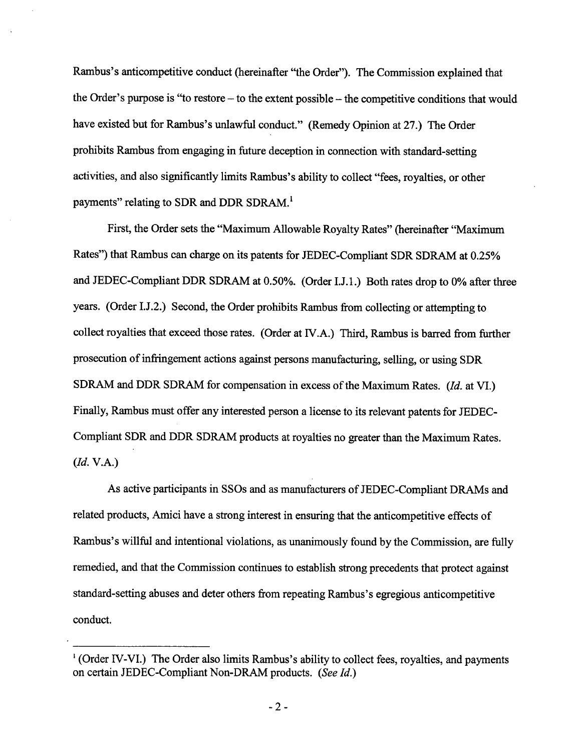Rambus's anticompetitive conduct (hereinafter "the Order"). The Commission explained that the Order's purpose is "to restore – to the extent possible – the competitive conditions that would have existed but for Rambus's unlawful conduct." (Remedy Opinion at 27.) The Order prohibits Rambus from engaging in future deception in connection with standard-setting activities, and also significantly limits Rambus's ability to collect "fees, royalties, or other payments" relating to SDR and DDR SDRAM.[1]

First, the Order sets the "Maximum Allowable Royalty Rates" (hereinafter "Maximum Rates") that Rambus can charge on its patents for JEDEC-Compliant SDR SDRAM at 0.25% and JEDEC-Compliant DDR SDRAM at 0.50%. (Order I.J.1.) Both rates drop to 0% after three years. (Order I.J.2.) Second, the Order prohibits Rambus from collecting or attempting to collect royalties that exceed those rates. (Order at IV.A.) Third, Rambus is barred from further prosecution of infringement actions against persons manufacturing, selling, or using SDR SDRAM and DDR SDRAM for compensation in excess of the Maximum Rates. (*Id.* at VI.) Finally, Rambus must offer any interested person a license to its relevant patents for JEDEC-Compliant SDR and DDR SDRAM products at royalties no greater than the Maximum Rates. (*Id.* V.A.)

As active participants in SSOs and as manufacturers of JEDEC-Compliant DRAMs and related products, Amici have a strong interest in ensuring that the anticompetitive effects of Rambus's willful and intentional violations, as unanimously found by the Commission, are fully remedied, and that the Commission continues to establish strong precedents that protect against standard-setting abuses and deter others from repeating Rambus's egregious anticompetitive conduct.

---

[1] (Order IV-VI.) The Order also limits Rambus's ability to collect fees, royalties, and payments on certain JEDEC-Compliant Non-DRAM products. (*See Id.*)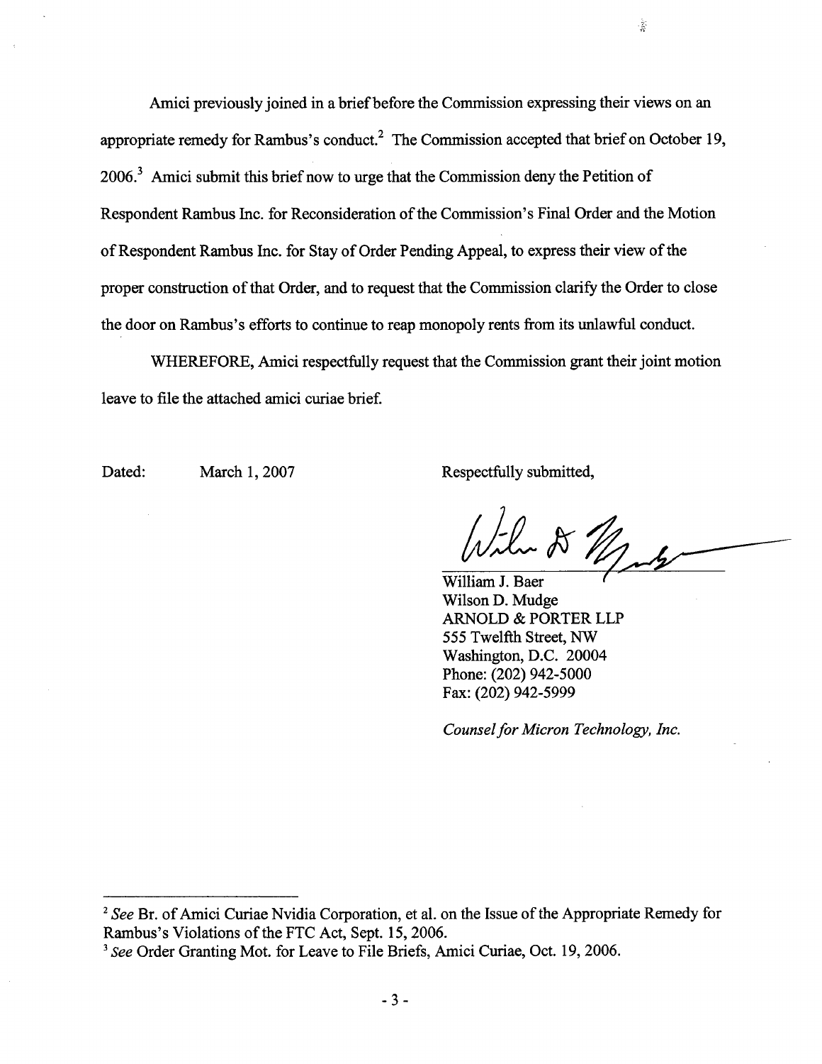Amici previously joined in a brief before the Commission expressing their views on an appropriate remedy for Rambus's conduct.[2] The Commission accepted that brief on October 19, 2006.[3] Amici submit this brief now to urge that the Commission deny the Petition of Respondent Rambus Inc. for Reconsideration of the Commission's Final Order and the Motion of Respondent Rambus Inc. for Stay of Order Pending Appeal, to express their view of the proper construction of that Order, and to request that the Commission clarify the Order to close the door on Rambus's efforts to continue to reap monopoly rents from its unlawful conduct.

WHEREFORE, Amici respectfully request that the Commission grant their joint motion leave to file the attached amici curiae brief.

Dated: March 1, 2007

Respectfully submitted,

William J. Baer
Wilson D. Mudge
ARNOLD & PORTER LLP
555 Twelfth Street, NW
Washington, D.C. 20004
Phone: (202) 942-5000
Fax: (202) 942-5999

*Counsel for Micron Technology, Inc.*

---

[2] *See* Br. of Amici Curiae Nvidia Corporation, et al. on the Issue of the Appropriate Remedy for Rambus's Violations of the FTC Act, Sept. 15, 2006.

[3] *See* Order Granting Mot. for Leave to File Briefs, Amici Curiae, Oct. 19, 2006.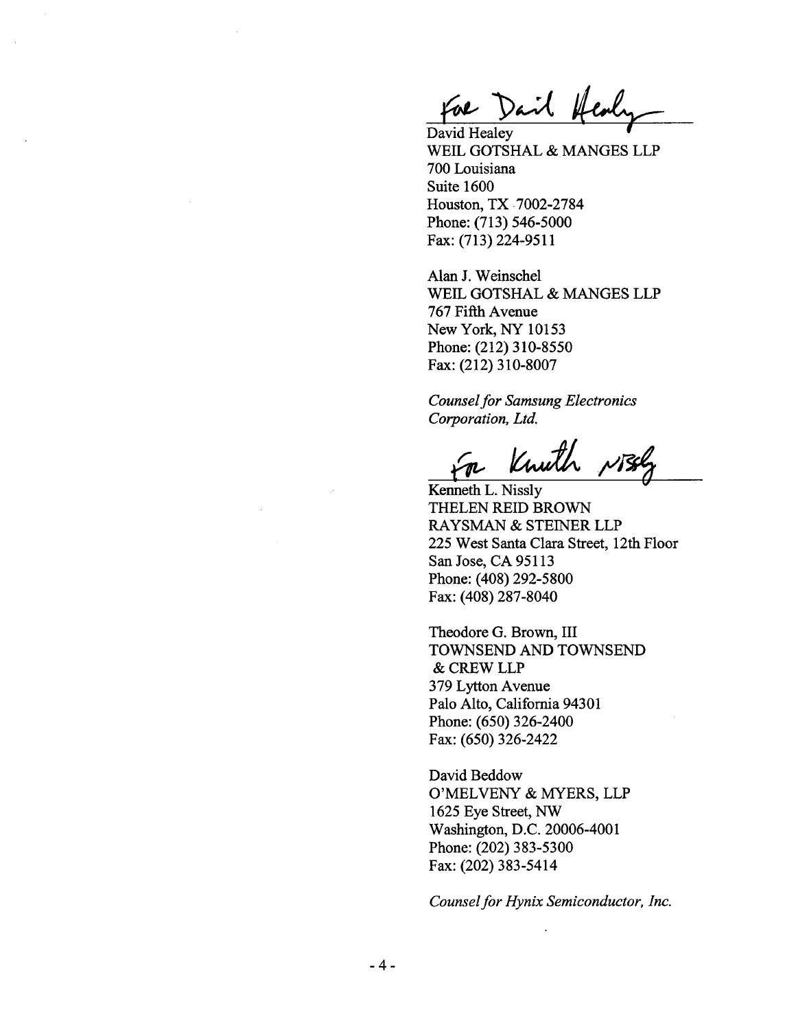For David Healey

David Healey
WEIL GOTSHAL & MANGES LLP
700 Louisiana
Suite 1600
Houston, TX 7002-2784
Phone: (713) 546-5000
Fax: (713) 224-9511

Alan J. Weinschel
WEIL GOTSHAL & MANGES LLP
767 Fifth Avenue
New York, NY 10153
Phone: (212) 310-8550
Fax: (212) 310-8007

*Counsel for Samsung Electronics Corporation, Ltd.*

For Kenneth Nissly

Kenneth L. Nissly
THELEN REID BROWN
RAYSMAN & STEINER LLP
225 West Santa Clara Street, 12th Floor
San Jose, CA 95113
Phone: (408) 292-5800
Fax: (408) 287-8040

Theodore G. Brown, III
TOWNSEND AND TOWNSEND
& CREW LLP
379 Lytton Avenue
Palo Alto, California 94301
Phone: (650) 326-2400
Fax: (650) 326-2422

David Beddow
O'MELVENY & MYERS, LLP
1625 Eye Street, NW
Washington, D.C. 20006-4001
Phone: (202) 383-5300
Fax: (202) 383-5414

*Counsel for Hynix Semiconductor, Inc.*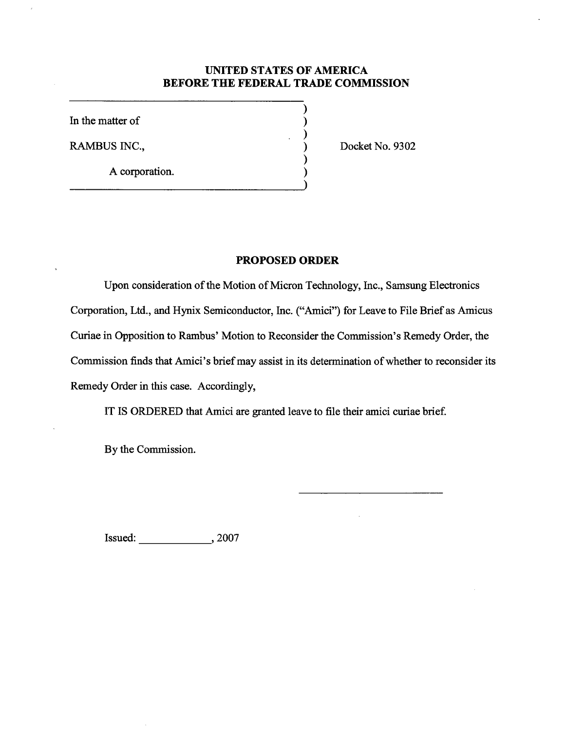**UNITED STATES OF AMERICA**
**BEFORE THE FEDERAL TRADE COMMISSION**

In the matter of

RAMBUS INC.,

A corporation.

Docket No. 9302

**PROPOSED ORDER**

Upon consideration of the Motion of Micron Technology, Inc., Samsung Electronics Corporation, Ltd., and Hynix Semiconductor, Inc. ("Amici") for Leave to File Brief as Amicus Curiae in Opposition to Rambus' Motion to Reconsider the Commission's Remedy Order, the Commission finds that Amici's brief may assist in its determination of whether to reconsider its Remedy Order in this case. Accordingly,

IT IS ORDERED that Amici are granted leave to file their amici curiae brief.

By the Commission.

\_\_\_\_\_\_\_\_\_\_\_\_\_\_\_\_\_\_\_\_\_\_\_\_

Issued: \_\_\_\_\_\_\_\_\_\_\_\_, 2007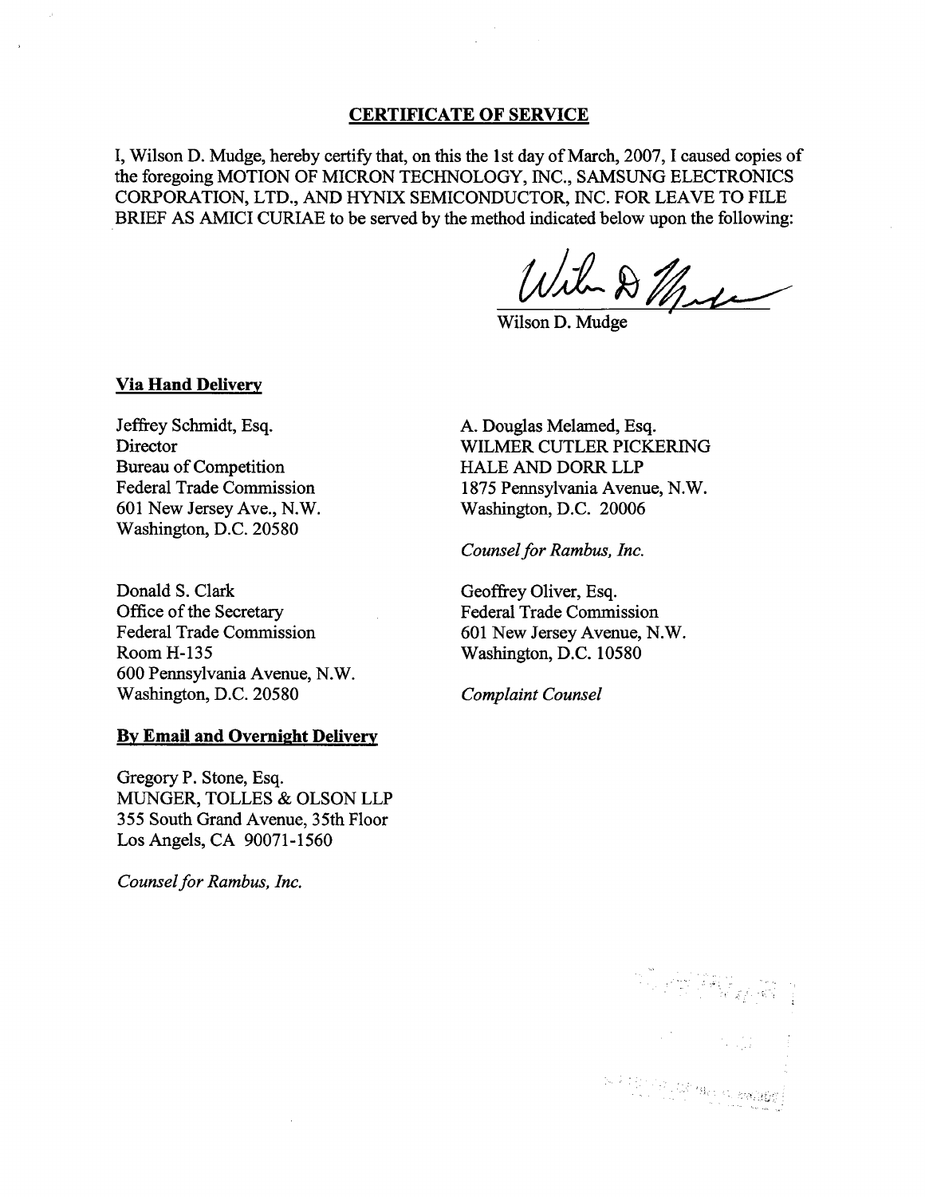## CERTIFICATE OF SERVICE

I, Wilson D. Mudge, hereby certify that, on this the 1st day of March, 2007, I caused copies of the foregoing MOTION OF MICRON TECHNOLOGY, INC., SAMSUNG ELECTRONICS CORPORATION, LTD., AND HYNIX SEMICONDUCTOR, INC. FOR LEAVE TO FILE BRIEF AS AMICI CURIAE to be served by the method indicated below upon the following:

Wilson D. Mudge

**Via Hand Delivery**

Jeffrey Schmidt, Esq.
Director
Bureau of Competition
Federal Trade Commission
601 New Jersey Ave., N.W.
Washington, D.C. 20580

Donald S. Clark
Office of the Secretary
Federal Trade Commission
Room H-135
600 Pennsylvania Avenue, N.W.
Washington, D.C. 20580

A. Douglas Melamed, Esq.
WILMER CUTLER PICKERING
HALE AND DORR LLP
1875 Pennsylvania Avenue, N.W.
Washington, D.C. 20006

*Counsel for Rambus, Inc.*

Geoffrey Oliver, Esq.
Federal Trade Commission
601 New Jersey Avenue, N.W.
Washington, D.C. 10580

*Complaint Counsel*

**By Email and Overnight Delivery**

Gregory P. Stone, Esq.
MUNGER, TOLLES & OLSON LLP
355 South Grand Avenue, 35th Floor
Los Angels, CA 90071-1560

*Counsel for Rambus, Inc.*